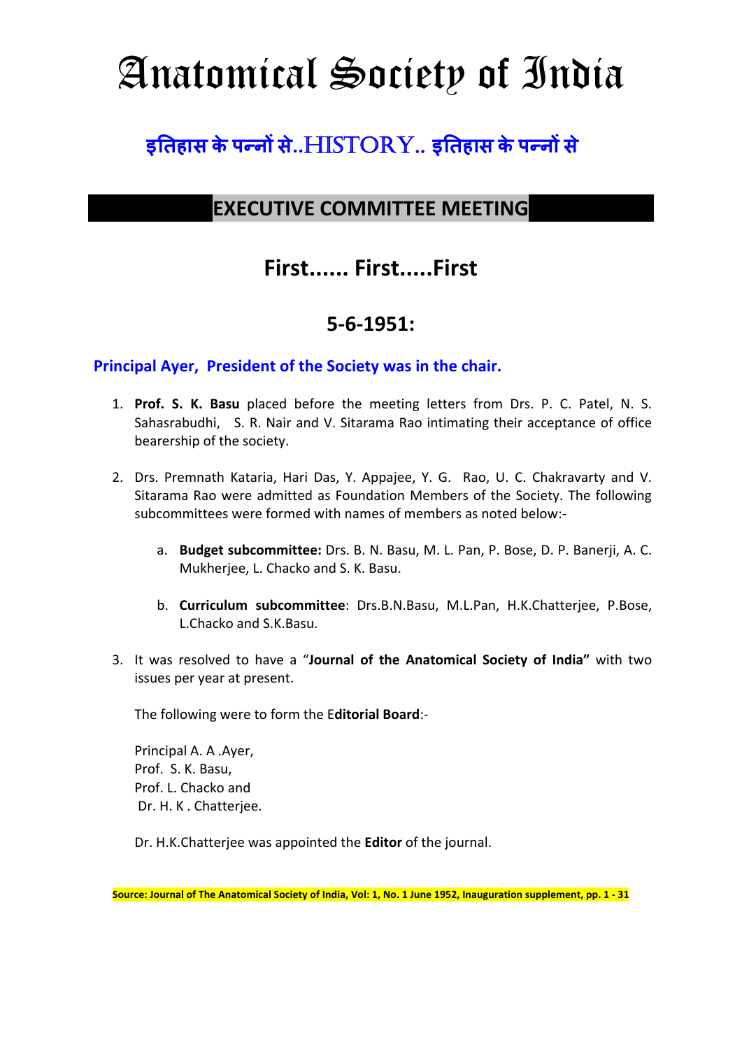# Anatomical Society of India

## इतिहास के पन्नों से..HISTORY.. इतिहास के पन्नों से

## EXECUTIVE COMMITTEE MEETING

## First...... First.....First

## 5-6-1951:

**Principal Ayer, President of the Society was in the chair.**

1. **Prof. S. K. Basu** placed before the meeting letters from Drs. P. C. Patel, N. S. Sahasrabudhi, S. R. Nair and V. Sitarama Rao intimating their acceptance of office bearership of the society.

2. Drs. Premnath Kataria, Hari Das, Y. Appajee, Y. G. Rao, U. C. Chakravarty and V. Sitarama Rao were admitted as Foundation Members of the Society. The following subcommittees were formed with names of members as noted below:-

   a. **Budget subcommittee:** Drs. B. N. Basu, M. L. Pan, P. Bose, D. P. Banerji, A. C. Mukherjee, L. Chacko and S. K. Basu.

   b. **Curriculum subcommittee**: Drs.B.N.Basu, M.L.Pan, H.K.Chatterjee, P.Bose, L.Chacko and S.K.Basu.

3. It was resolved to have a "**Journal of the Anatomical Society of India"** with two issues per year at present.

   The following were to form the E**ditorial Board**:-

   Principal A. A .Ayer,
   Prof. S. K. Basu,
   Prof. L. Chacko and
   Dr. H. K . Chatterjee.

   Dr. H.K.Chatterjee was appointed the **Editor** of the journal.

**Source: Journal of The Anatomical Society of India, Vol: 1, No. 1 June 1952, Inauguration supplement, pp. 1 - 31**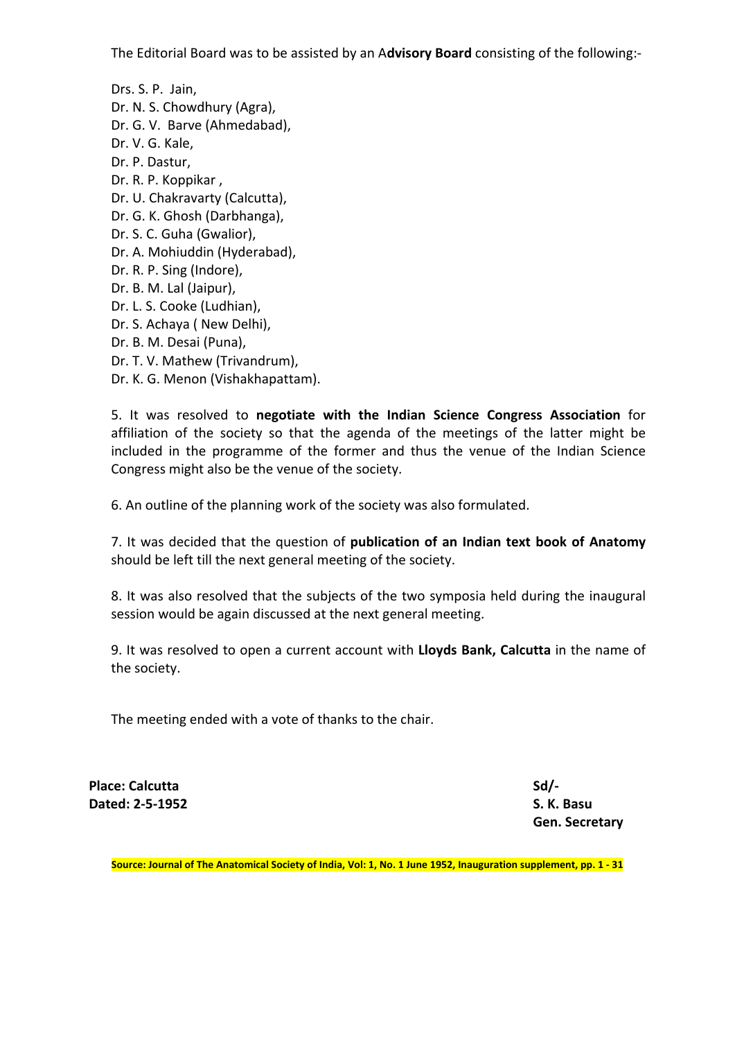The Editorial Board was to be assisted by an A**dvisory Board** consisting of the following:-

Drs. S. P. Jain,
Dr. N. S. Chowdhury (Agra),
Dr. G. V. Barve (Ahmedabad),
Dr. V. G. Kale,
Dr. P. Dastur,
Dr. R. P. Koppikar ,
Dr. U. Chakravarty (Calcutta),
Dr. G. K. Ghosh (Darbhanga),
Dr. S. C. Guha (Gwalior),
Dr. A. Mohiuddin (Hyderabad),
Dr. R. P. Sing (Indore),
Dr. B. M. Lal (Jaipur),
Dr. L. S. Cooke (Ludhian),
Dr. S. Achaya ( New Delhi),
Dr. B. M. Desai (Puna),
Dr. T. V. Mathew (Trivandrum),
Dr. K. G. Menon (Vishakhapattam).

5. It was resolved to **negotiate with the Indian Science Congress Association** for affiliation of the society so that the agenda of the meetings of the latter might be included in the programme of the former and thus the venue of the Indian Science Congress might also be the venue of the society.

6. An outline of the planning work of the society was also formulated.

7. It was decided that the question of **publication of an Indian text book of Anatomy** should be left till the next general meeting of the society.

8. It was also resolved that the subjects of the two symposia held during the inaugural session would be again discussed at the next general meeting.

9. It was resolved to open a current account with **Lloyds Bank, Calcutta** in the name of the society.

The meeting ended with a vote of thanks to the chair.

**Place: Calcutta**
**Dated: 2-5-1952**

**Sd/-**
**S. K. Basu**
**Gen. Secretary**

**Source: Journal of The Anatomical Society of India, Vol: 1, No. 1 June 1952, Inauguration supplement, pp. 1 - 31**